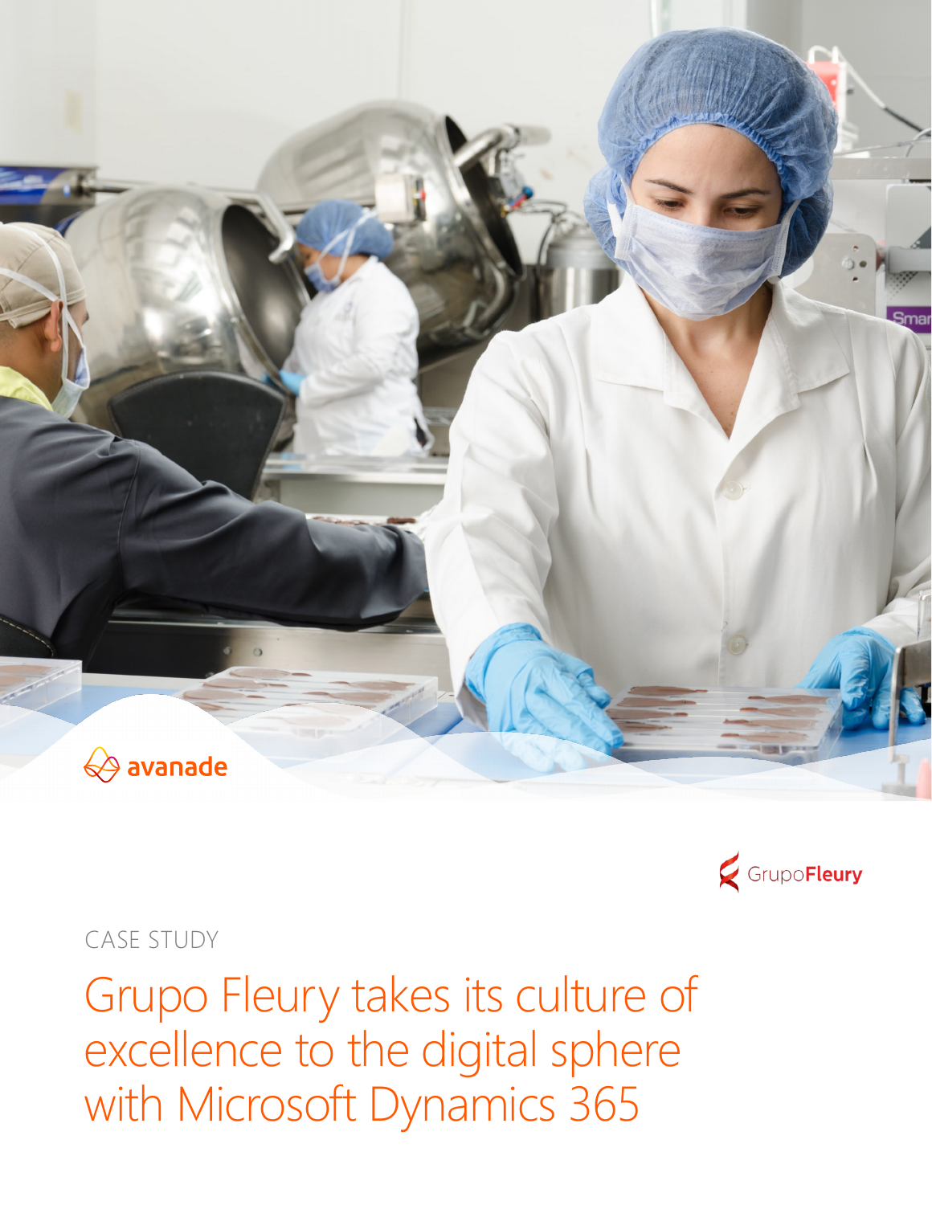avanade

GrupoFleury

CASE STUDY

# Grupo Fleury takes its culture of excellence to the digital sphere with Microsoft Dynamics 365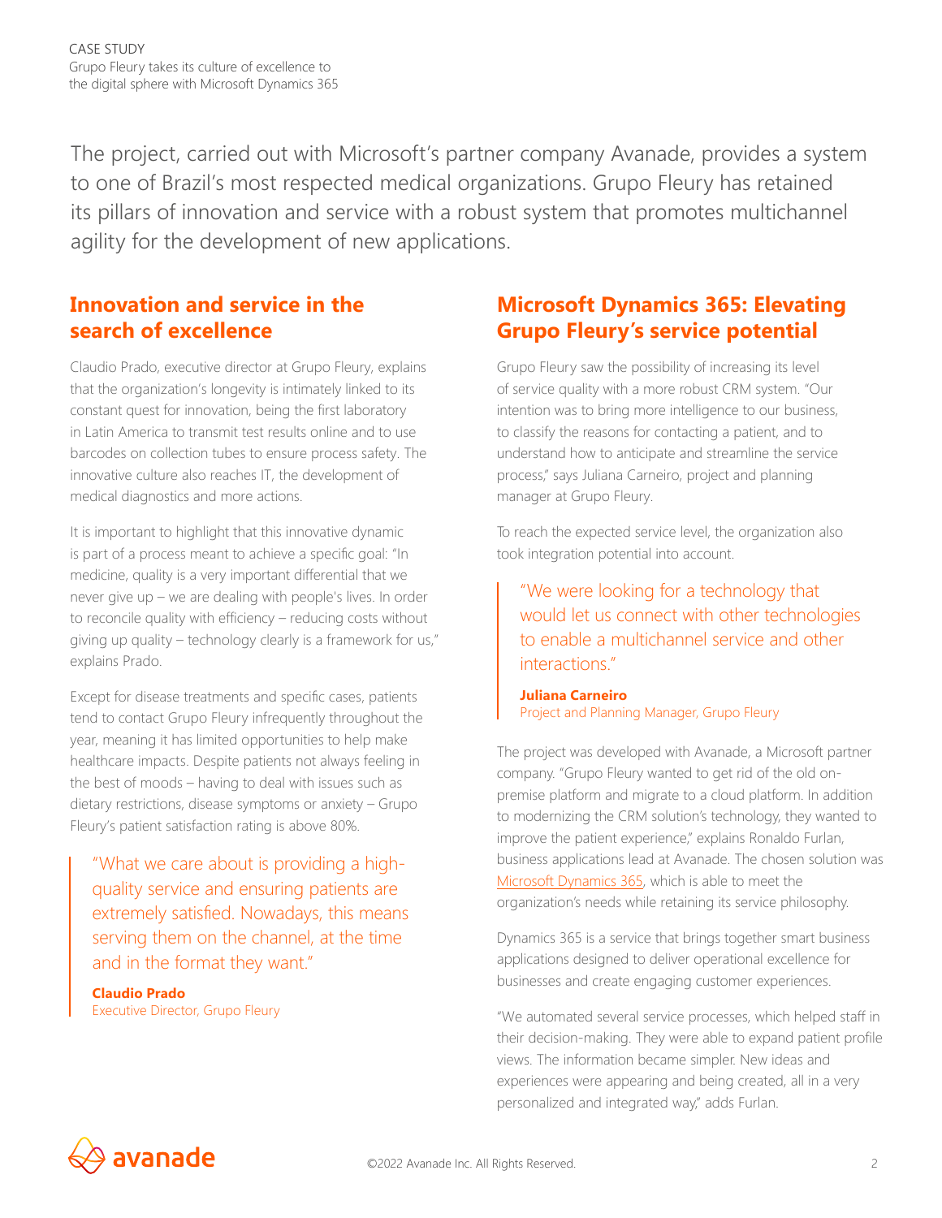The project, carried out with Microsoft's partner company Avanade, provides a system to one of Brazil's most respected medical organizations. Grupo Fleury has retained its pillars of innovation and service with a robust system that promotes multichannel agility for the development of new applications.

## Innovation and service in the search of excellence

Claudio Prado, executive director at Grupo Fleury, explains that the organization's longevity is intimately linked to its constant quest for innovation, being the first laboratory in Latin America to transmit test results online and to use barcodes on collection tubes to ensure process safety. The innovative culture also reaches IT, the development of medical diagnostics and more actions.

It is important to highlight that this innovative dynamic is part of a process meant to achieve a specific goal: "In medicine, quality is a very important differential that we never give up – we are dealing with people's lives. In order to reconcile quality with efficiency – reducing costs without giving up quality – technology clearly is a framework for us," explains Prado.

Except for disease treatments and specific cases, patients tend to contact Grupo Fleury infrequently throughout the year, meaning it has limited opportunities to help make healthcare impacts. Despite patients not always feeling in the best of moods – having to deal with issues such as dietary restrictions, disease symptoms or anxiety – Grupo Fleury's patient satisfaction rating is above 80%.

> "What we care about is providing a high-quality service and ensuring patients are extremely satisfied. Nowadays, this means serving them on the channel, at the time and in the format they want."
>
> **Claudio Prado**
> Executive Director, Grupo Fleury

## Microsoft Dynamics 365: Elevating Grupo Fleury's service potential

Grupo Fleury saw the possibility of increasing its level of service quality with a more robust CRM system. "Our intention was to bring more intelligence to our business, to classify the reasons for contacting a patient, and to understand how to anticipate and streamline the service process," says Juliana Carneiro, project and planning manager at Grupo Fleury.

To reach the expected service level, the organization also took integration potential into account.

> "We were looking for a technology that would let us connect with other technologies to enable a multichannel service and other interactions."
>
> **Juliana Carneiro**
> Project and Planning Manager, Grupo Fleury

The project was developed with Avanade, a Microsoft partner company. "Grupo Fleury wanted to get rid of the old on-premise platform and migrate to a cloud platform. In addition to modernizing the CRM solution's technology, they wanted to improve the patient experience," explains Ronaldo Furlan, business applications lead at Avanade. The chosen solution was Microsoft Dynamics 365, which is able to meet the organization's needs while retaining its service philosophy.

Dynamics 365 is a service that brings together smart business applications designed to deliver operational excellence for businesses and create engaging customer experiences.

"We automated several service processes, which helped staff in their decision-making. They were able to expand patient profile views. The information became simpler. New ideas and experiences were appearing and being created, all in a very personalized and integrated way," adds Furlan.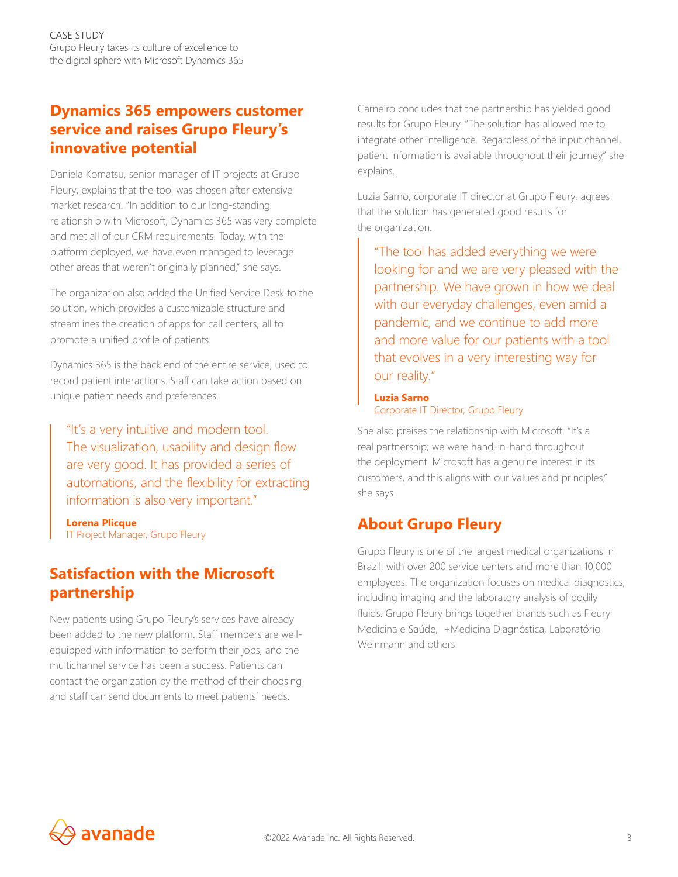## Dynamics 365 empowers customer service and raises Grupo Fleury's innovative potential

Daniela Komatsu, senior manager of IT projects at Grupo Fleury, explains that the tool was chosen after extensive market research. "In addition to our long-standing relationship with Microsoft, Dynamics 365 was very complete and met all of our CRM requirements. Today, with the platform deployed, we have even managed to leverage other areas that weren't originally planned," she says.

The organization also added the Unified Service Desk to the solution, which provides a customizable structure and streamlines the creation of apps for call centers, all to promote a unified profile of patients.

Dynamics 365 is the back end of the entire service, used to record patient interactions. Staff can take action based on unique patient needs and preferences.

> "It's a very intuitive and modern tool. The visualization, usability and design flow are very good. It has provided a series of automations, and the flexibility for extracting information is also very important."
>
> **Lorena Plicque**
> IT Project Manager, Grupo Fleury

## Satisfaction with the Microsoft partnership

New patients using Grupo Fleury's services have already been added to the new platform. Staff members are well-equipped with information to perform their jobs, and the multichannel service has been a success. Patients can contact the organization by the method of their choosing and staff can send documents to meet patients' needs.

Carneiro concludes that the partnership has yielded good results for Grupo Fleury. "The solution has allowed me to integrate other intelligence. Regardless of the input channel, patient information is available throughout their journey," she explains.

Luzia Sarno, corporate IT director at Grupo Fleury, agrees that the solution has generated good results for the organization.

> "The tool has added everything we were looking for and we are very pleased with the partnership. We have grown in how we deal with our everyday challenges, even amid a pandemic, and we continue to add more and more value for our patients with a tool that evolves in a very interesting way for our reality."
>
> **Luzia Sarno**
> Corporate IT Director, Grupo Fleury

She also praises the relationship with Microsoft. "It's a real partnership; we were hand-in-hand throughout the deployment. Microsoft has a genuine interest in its customers, and this aligns with our values and principles," she says.

## About Grupo Fleury

Grupo Fleury is one of the largest medical organizations in Brazil, with over 200 service centers and more than 10,000 employees. The organization focuses on medical diagnostics, including imaging and the laboratory analysis of bodily fluids. Grupo Fleury brings together brands such as Fleury Medicina e Saúde, +Medicina Diagnóstica, Laboratório Weinmann and others.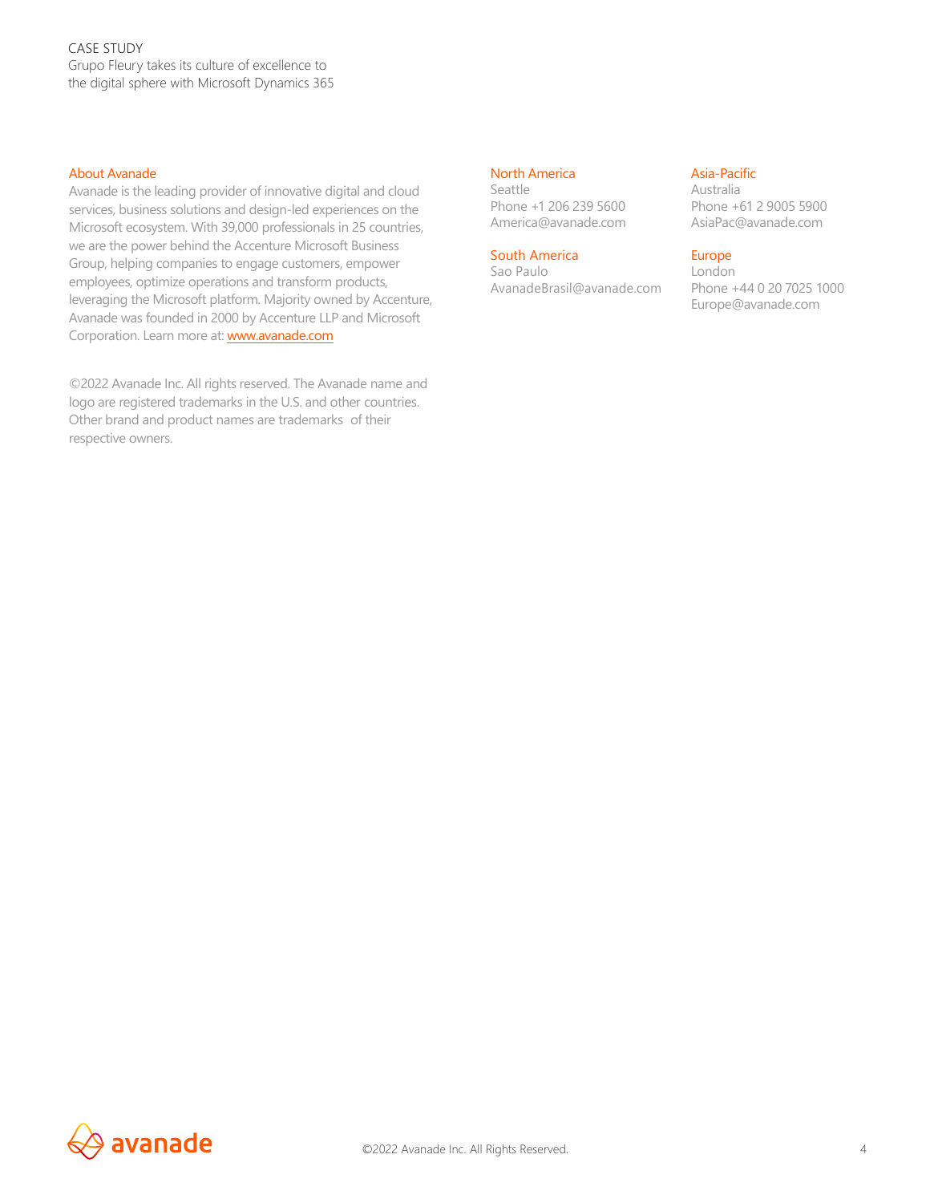## About Avanade

Avanade is the leading provider of innovative digital and cloud services, business solutions and design-led experiences on the Microsoft ecosystem. With 39,000 professionals in 25 countries, we are the power behind the Accenture Microsoft Business Group, helping companies to engage customers, empower employees, optimize operations and transform products, leveraging the Microsoft platform. Majority owned by Accenture, Avanade was founded in 2000 by Accenture LLP and Microsoft Corporation. Learn more at: [www.avanade.com](http://www.avanade.com)

©2022 Avanade Inc. All rights reserved. The Avanade name and logo are registered trademarks in the U.S. and other countries. Other brand and product names are trademarks of their respective owners.

**North America**
Seattle
Phone +1 206 239 5600
America@avanade.com

**South America**
Sao Paulo
AvanadeBrasil@avanade.com

**Asia-Pacific**
Australia
Phone +61 2 9005 5900
AsiaPac@avanade.com

**Europe**
London
Phone +44 0 20 7025 1000
Europe@avanade.com